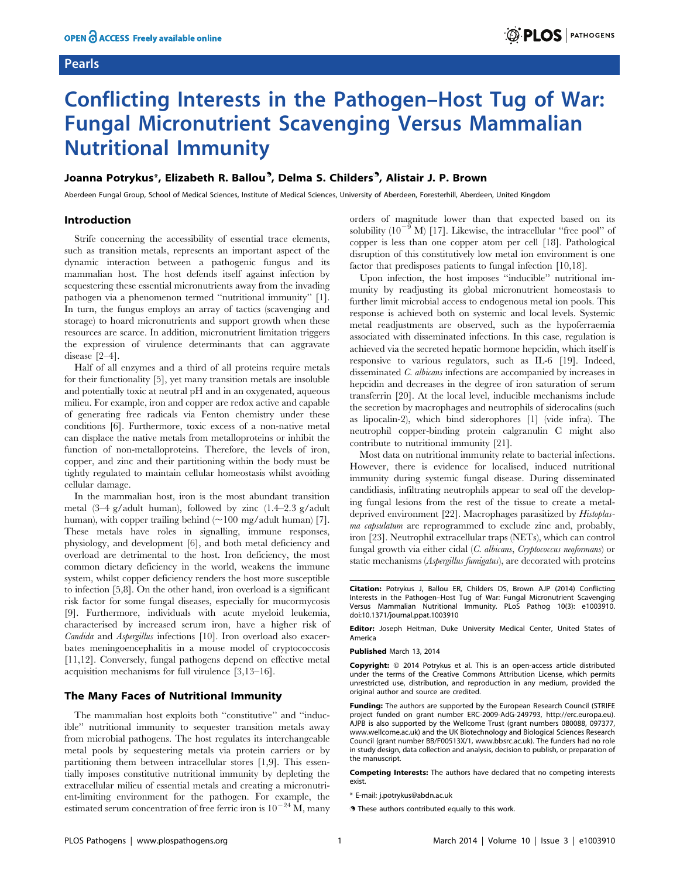Pearls

# Conflicting Interests in the Pathogen–Host Tug of War: Fungal Micronutrient Scavenging Versus Mammalian Nutritional Immunity

**Joanna Potrykus*, Elizabeth R. Ballou[9], Delma S. Childers[9], Alistair J. P. Brown**

Aberdeen Fungal Group, School of Medical Sciences, Institute of Medical Sciences, University of Aberdeen, Foresterhill, Aberdeen, United Kingdom

## Introduction

Strife concerning the accessibility of essential trace elements, such as transition metals, represents an important aspect of the dynamic interaction between a pathogenic fungus and its mammalian host. The host defends itself against infection by sequestering these essential micronutrients away from the invading pathogen via a phenomenon termed "nutritional immunity" [1]. In turn, the fungus employs an array of tactics (scavenging and storage) to hoard micronutrients and support growth when these resources are scarce. In addition, micronutrient limitation triggers the expression of virulence determinants that can aggravate disease [2–4].

Half of all enzymes and a third of all proteins require metals for their functionality [5], yet many transition metals are insoluble and potentially toxic at neutral pH and in an oxygenated, aqueous milieu. For example, iron and copper are redox active and capable of generating free radicals via Fenton chemistry under these conditions [6]. Furthermore, toxic excess of a non-native metal can displace the native metals from metalloproteins or inhibit the function of non-metalloproteins. Therefore, the levels of iron, copper, and zinc and their partitioning within the body must be tightly regulated to maintain cellular homeostasis whilst avoiding cellular damage.

In the mammalian host, iron is the most abundant transition metal (3–4 g/adult human), followed by zinc (1.4–2.3 g/adult human), with copper trailing behind (~100 mg/adult human) [7]. These metals have roles in signalling, immune responses, physiology, and development [6], and both metal deficiency and overload are detrimental to the host. Iron deficiency, the most common dietary deficiency in the world, weakens the immune system, whilst copper deficiency renders the host more susceptible to infection [5,8]. On the other hand, iron overload is a significant risk factor for some fungal diseases, especially for mucormycosis [9]. Furthermore, individuals with acute myeloid leukemia, characterised by increased serum iron, have a higher risk of *Candida* and *Aspergillus* infections [10]. Iron overload also exacerbates meningoencephalitis in a mouse model of cryptococcosis [11,12]. Conversely, fungal pathogens depend on effective metal acquisition mechanisms for full virulence [3,13–16].

## The Many Faces of Nutritional Immunity

The mammalian host exploits both "constitutive" and "inducible" nutritional immunity to sequester transition metals away from microbial pathogens. The host regulates its interchangeable metal pools by sequestering metals via protein carriers or by partitioning them between intracellular stores [1,9]. This essentially imposes constitutive nutritional immunity by depleting the extracellular milieu of essential metals and creating a micronutrient-limiting environment for the pathogen. For example, the estimated serum concentration of free ferric iron is $10^{-24}$ M, many orders of magnitude lower than that expected based on its solubility ($10^{-9}$ M) [17]. Likewise, the intracellular "free pool" of copper is less than one copper atom per cell [18]. Pathological disruption of this constitutively low metal ion environment is one factor that predisposes patients to fungal infection [10,18].

Upon infection, the host imposes "inducible" nutritional immunity by readjusting its global micronutrient homeostasis to further limit microbial access to endogenous metal ion pools. This response is achieved both on systemic and local levels. Systemic metal readjustments are observed, such as the hypoferraemia associated with disseminated infections. In this case, regulation is achieved via the secreted hepatic hormone hepcidin, which itself is responsive to various regulators, such as IL-6 [19]. Indeed, disseminated *C. albicans* infections are accompanied by increases in hepcidin and decreases in the degree of iron saturation of serum transferrin [20]. At the local level, inducible mechanisms include the secretion by macrophages and neutrophils of siderocalins (such as lipocalin-2), which bind siderophores [1] (vide infra). The neutrophil copper-binding protein calgranulin C might also contribute to nutritional immunity [21].

Most data on nutritional immunity relate to bacterial infections. However, there is evidence for localised, induced nutritional immunity during systemic fungal disease. During disseminated candidiasis, infiltrating neutrophils appear to seal off the developing fungal lesions from the rest of the tissue to create a metal-deprived environment [22]. Macrophages parasitized by *Histoplasma capsulatum* are reprogrammed to exclude zinc and, probably, iron [23]. Neutrophil extracellular traps (NETs), which can control fungal growth via either cidal (*C. albicans*, *Cryptococcus neoformans*) or static mechanisms (*Aspergillus fumigatus*), are decorated with proteins

**Citation:** Potrykus J, Ballou ER, Childers DS, Brown AJP (2014) Conflicting Interests in the Pathogen–Host Tug of War: Fungal Micronutrient Scavenging Versus Mammalian Nutritional Immunity. PLoS Pathog 10(3): e1003910. doi:10.1371/journal.ppat.1003910

**Editor:** Joseph Heitman, Duke University Medical Center, United States of America

**Published** March 13, 2014

**Copyright:** © 2014 Potrykus et al. This is an open-access article distributed under the terms of the Creative Commons Attribution License, which permits unrestricted use, distribution, and reproduction in any medium, provided the original author and source are credited.

**Funding:** The authors are supported by the European Research Council (STRIFE project funded on grant number ERC-2009-AdG-249793, http://erc.europa.eu). AJPB is also supported by the Wellcome Trust (grant numbers 080088, 097377, www.wellcome.ac.uk) and the UK Biotechnology and Biological Sciences Research Council (grant number BB/F00513X/1, www.bbsrc.ac.uk). The funders had no role in study design, data collection and analysis, decision to publish, or preparation of the manuscript.

**Competing Interests:** The authors have declared that no competing interests exist.

* E-mail: j.potrykus@abdn.ac.uk

[9] These authors contributed equally to this work.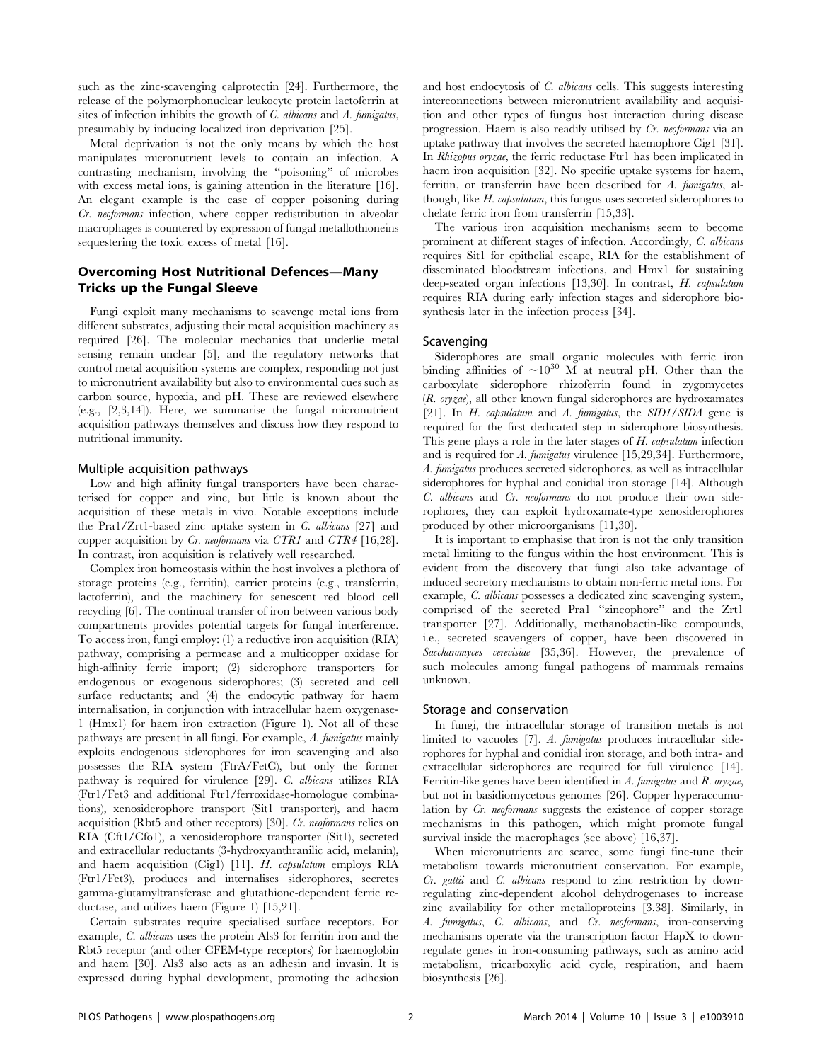such as the zinc-scavenging calprotectin [24]. Furthermore, the release of the polymorphonuclear leukocyte protein lactoferrin at sites of infection inhibits the growth of *C. albicans* and *A. fumigatus*, presumably by inducing localized iron deprivation [25].

Metal deprivation is not the only means by which the host manipulates micronutrient levels to contain an infection. A contrasting mechanism, involving the "poisoning" of microbes with excess metal ions, is gaining attention in the literature [16]. An elegant example is the case of copper poisoning during *Cr. neoformans* infection, where copper redistribution in alveolar macrophages is countered by expression of fungal metallothioneins sequestering the toxic excess of metal [16].

## Overcoming Host Nutritional Defences—Many Tricks up the Fungal Sleeve

Fungi exploit many mechanisms to scavenge metal ions from different substrates, adjusting their metal acquisition machinery as required [26]. The molecular mechanics that underlie metal sensing remain unclear [5], and the regulatory networks that control metal acquisition systems are complex, responding not just to micronutrient availability but also to environmental cues such as carbon source, hypoxia, and pH. These are reviewed elsewhere (e.g., [2,3,14]). Here, we summarise the fungal micronutrient acquisition pathways themselves and discuss how they respond to nutritional immunity.

### Multiple acquisition pathways

Low and high affinity fungal transporters have been characterised for copper and zinc, but little is known about the acquisition of these metals in vivo. Notable exceptions include the Pra1/Zrt1-based zinc uptake system in *C. albicans* [27] and copper acquisition by *Cr. neoformans* via *CTR1* and *CTR4* [16,28]. In contrast, iron acquisition is relatively well researched.

Complex iron homeostasis within the host involves a plethora of storage proteins (e.g., ferritin), carrier proteins (e.g., transferrin, lactoferrin), and the machinery for senescent red blood cell recycling [6]. The continual transfer of iron between various body compartments provides potential targets for fungal interference. To access iron, fungi employ: (1) a reductive iron acquisition (RIA) pathway, comprising a permease and a multicopper oxidase for high-affinity ferric import; (2) siderophore transporters for endogenous or exogenous siderophores; (3) secreted and cell surface reductants; and (4) the endocytic pathway for haem internalisation, in conjunction with intracellular haem oxygenase-1 (Hmx1) for haem iron extraction (Figure 1). Not all of these pathways are present in all fungi. For example, *A. fumigatus* mainly exploits endogenous siderophores for iron scavenging and also possesses the RIA system (FtrA/FetC), but only the former pathway is required for virulence [29]. *C. albicans* utilizes RIA (Ftr1/Fet3 and additional Ftr1/ferroxidase-homologue combinations), xenosiderophore transport (Sit1 transporter), and haem acquisition (Rbt5 and other receptors) [30]. *Cr. neoformans* relies on RIA (Cft1/Cfo1), a xenosiderophore transporter (Sit1), secreted and extracellular reductants (3-hydroxyanthranilic acid, melanin), and haem acquisition (Cig1) [11]. *H. capsulatum* employs RIA (Ftr1/Fet3), produces and internalises siderophores, secretes gamma-glutamyltransferase and glutathione-dependent ferric reductase, and utilizes haem (Figure 1) [15,21].

Certain substrates require specialised surface receptors. For example, *C. albicans* uses the protein Als3 for ferritin iron and the Rbt5 receptor (and other CFEM-type receptors) for haemoglobin and haem [30]. Als3 also acts as an adhesin and invasin. It is expressed during hyphal development, promoting the adhesion and host endocytosis of *C. albicans* cells. This suggests interesting interconnections between micronutrient availability and acquisition and other types of fungus–host interaction during disease progression. Haem is also readily utilised by *Cr. neoformans* via an uptake pathway that involves the secreted haemophore Cig1 [31]. In *Rhizopus oryzae*, the ferric reductase Ftr1 has been implicated in haem iron acquisition [32]. No specific uptake systems for haem, ferritin, or transferrin have been described for *A. fumigatus*, although, like *H. capsulatum*, this fungus uses secreted siderophores to chelate ferric iron from transferrin [15,33].

The various iron acquisition mechanisms seem to become prominent at different stages of infection. Accordingly, *C. albicans* requires Sit1 for epithelial escape, RIA for the establishment of disseminated bloodstream infections, and Hmx1 for sustaining deep-seated organ infections [13,30]. In contrast, *H. capsulatum* requires RIA during early infection stages and siderophore biosynthesis later in the infection process [34].

### Scavenging

Siderophores are small organic molecules with ferric iron binding affinities of $\sim 10^{30}$ M at neutral pH. Other than the carboxylate siderophore rhizoferrin found in zygomycetes (*R. oryzae*), all other known fungal siderophores are hydroxamates [21]. In *H. capsulatum* and *A. fumigatus*, the *SID1*/*SIDA* gene is required for the first dedicated step in siderophore biosynthesis. This gene plays a role in the later stages of *H. capsulatum* infection and is required for *A. fumigatus* virulence [15,29,34]. Furthermore, *A. fumigatus* produces secreted siderophores, as well as intracellular siderophores for hyphal and conidial iron storage [14]. Although *C. albicans* and *Cr. neoformans* do not produce their own siderophores, they can exploit hydroxamate-type xenosiderophores produced by other microorganisms [11,30].

It is important to emphasise that iron is not the only transition metal limiting to the fungus within the host environment. This is evident from the discovery that fungi also take advantage of induced secretory mechanisms to obtain non-ferric metal ions. For example, *C. albicans* possesses a dedicated zinc scavenging system, comprised of the secreted Pra1 "zincophore" and the Zrt1 transporter [27]. Additionally, methanobactin-like compounds, i.e., secreted scavengers of copper, have been discovered in *Saccharomyces cerevisiae* [35,36]. However, the prevalence of such molecules among fungal pathogens of mammals remains unknown.

### Storage and conservation

In fungi, the intracellular storage of transition metals is not limited to vacuoles [7]. *A. fumigatus* produces intracellular siderophores for hyphal and conidial iron storage, and both intra- and extracellular siderophores are required for full virulence [14]. Ferritin-like genes have been identified in *A. fumigatus* and *R. oryzae*, but not in basidiomycetous genomes [26]. Copper hyperaccumulation by *Cr. neoformans* suggests the existence of copper storage mechanisms in this pathogen, which might promote fungal survival inside the macrophages (see above) [16,37].

When micronutrients are scarce, some fungi fine-tune their metabolism towards micronutrient conservation. For example, *Cr. gattii* and *C. albicans* respond to zinc restriction by downregulating zinc-dependent alcohol dehydrogenases to increase zinc availability for other metalloproteins [3,38]. Similarly, in *A. fumigatus*, *C. albicans*, and *Cr. neoformans*, iron-conserving mechanisms operate via the transcription factor HapX to downregulate genes in iron-consuming pathways, such as amino acid metabolism, tricarboxylic acid cycle, respiration, and haem biosynthesis [26].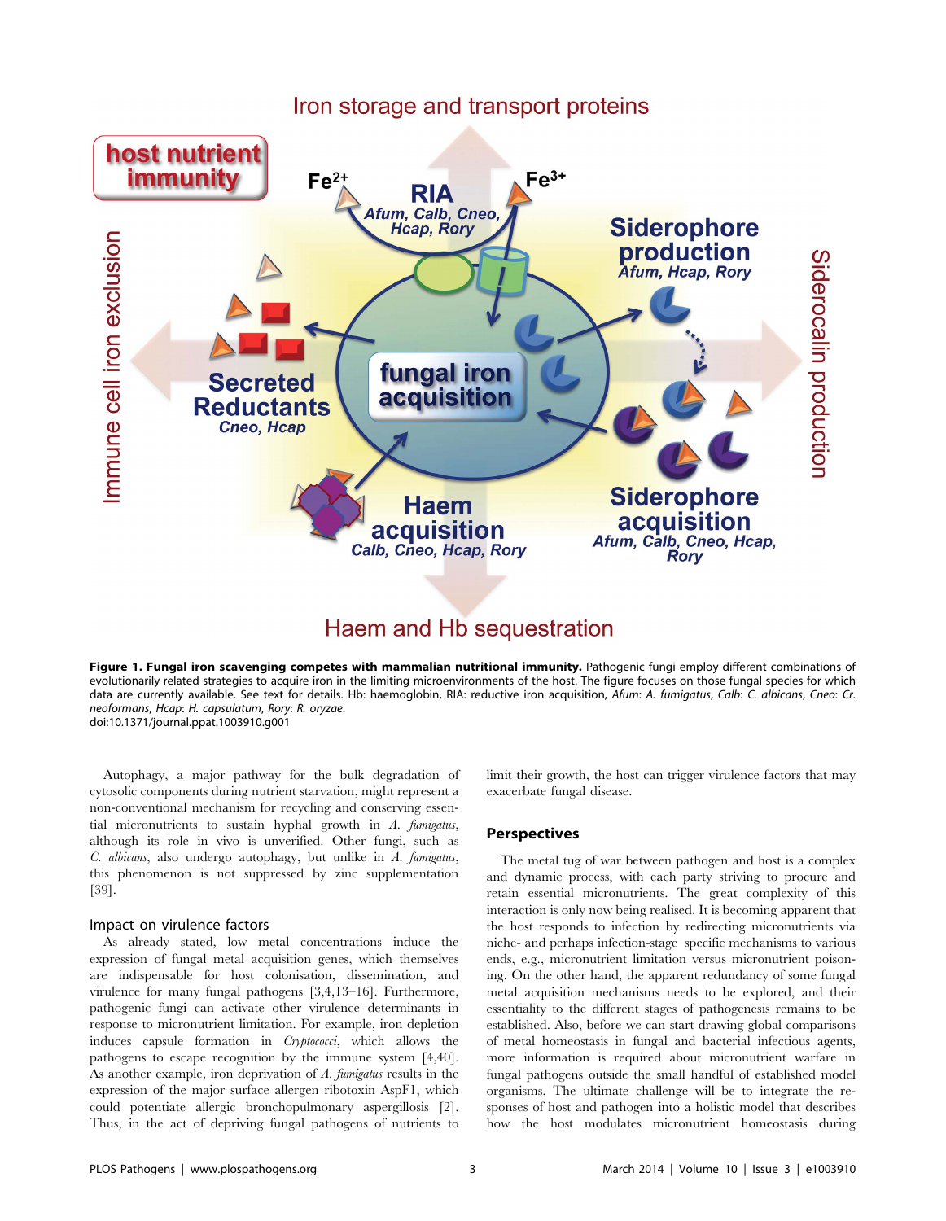**Figure 1. Fungal iron scavenging competes with mammalian nutritional immunity.** Pathogenic fungi employ different combinations of evolutionarily related strategies to acquire iron in the limiting microenvironments of the host. The figure focuses on those fungal species for which data are currently available. See text for details. Hb: haemoglobin, RIA: reductive iron acquisition, *Afum*: *A. fumigatus*, *Calb*: *C. albicans*, *Cneo*: *Cr. neoformans*, *Hcap*: *H. capsulatum*, *Rory*: *R. oryzae*.
doi:10.1371/journal.ppat.1003910.g001

Autophagy, a major pathway for the bulk degradation of cytosolic components during nutrient starvation, might represent a non-conventional mechanism for recycling and conserving essential micronutrients to sustain hyphal growth in *A. fumigatus*, although its role in vivo is unverified. Other fungi, such as *C. albicans*, also undergo autophagy, but unlike in *A. fumigatus*, this phenomenon is not suppressed by zinc supplementation [39].

### Impact on virulence factors

As already stated, low metal concentrations induce the expression of fungal metal acquisition genes, which themselves are indispensable for host colonisation, dissemination, and virulence for many fungal pathogens [3,4,13–16]. Furthermore, pathogenic fungi can activate other virulence determinants in response to micronutrient limitation. For example, iron depletion induces capsule formation in *Cryptococci*, which allows the pathogens to escape recognition by the immune system [4,40]. As another example, iron deprivation of *A. fumigatus* results in the expression of the major surface allergen ribotoxin AspF1, which could potentiate allergic bronchopulmonary aspergillosis [2]. Thus, in the act of depriving fungal pathogens of nutrients to limit their growth, the host can trigger virulence factors that may exacerbate fungal disease.

## Perspectives

The metal tug of war between pathogen and host is a complex and dynamic process, with each party striving to procure and retain essential micronutrients. The great complexity of this interaction is only now being realised. It is becoming apparent that the host responds to infection by redirecting micronutrients via niche- and perhaps infection-stage–specific mechanisms to various ends, e.g., micronutrient limitation versus micronutrient poisoning. On the other hand, the apparent redundancy of some fungal metal acquisition mechanisms needs to be explored, and their essentiality to the different stages of pathogenesis remains to be established. Also, before we can start drawing global comparisons of metal homeostasis in fungal and bacterial infectious agents, more information is required about micronutrient warfare in fungal pathogens outside the small handful of established model organisms. The ultimate challenge will be to integrate the responses of host and pathogen into a holistic model that describes how the host modulates micronutrient homeostasis during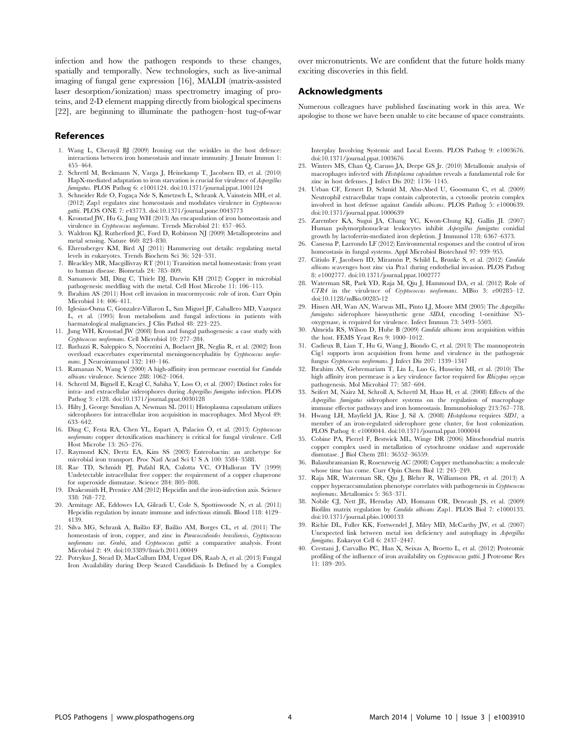infection and how the pathogen responds to these changes, spatially and temporally. New technologies, such as live-animal imaging of fungal gene expression [16], MALDI (matrix-assisted laser desorption/ionization) mass spectrometry imaging of proteins, and 2-D element mapping directly from biological specimens [22], are beginning to illuminate the pathogen–host tug-of-war over micronutrients. We are confident that the future holds many exciting discoveries in this field.

## Acknowledgments

Numerous colleagues have published fascinating work in this area. We apologise to those we have been unable to cite because of space constraints.

## References

1. Wang L, Cherayil BJ (2009) Ironing out the wrinkles in the host defence: interactions between iron homeostasis and innate immunity. J Innate Immun 1: 455–464.
2. Schrettl M, Beckmann N, Varga J, Heinekamp T, Jacobsen ID, et al. (2010) HapX-mediated adaptation to iron starvation is crucial for virulence of *Aspergillus fumigatus*. PLOS Pathog 6: e1001124. doi:10.1371/journal.ppat.1001124
3. Schneider Rde O, Fogaça Nde S, Kmetzsch L, Schrank A, Vainstein MH, et al. (2012) Zap1 regulates zinc homeostasis and modulates virulence in *Cryptococcus gattii*. PLOS ONE 7: e43773. doi:10.1371/journal.pone.0043773
4. Kronstad JW, Hu G, Jung WH (2013) An encapsulation of iron homeostasis and virulence in *Cryptococcus neoformans*. Trends Microbiol 21: 457–465.
5. Waldron KJ, Rutherford JC, Ford D, Robinson NJ (2009) Metalloproteins and metal sensing. Nature 460: 823–830.
6. Ehrensberger KM, Bird AJ (2011) Hammering out details: regulating metal levels in eukaryotes. Trends Biochem Sci 36: 524–531.
7. Bleackley MR, Macgillivray RT (2011) Transition metal homeostasis: from yeast to human disease. Biometals 24: 785–809.
8. Samanovic MI, Ding C, Thiele DJ, Darwin KH (2012) Copper in microbial pathogenesis: meddling with the metal. Cell Host Microbe 11: 106–115.
9. Ibrahim AS (2011) Host cell invasion in mucormycosis: role of iron. Curr Opin Microbiol 14: 406–411.
10. Iglesias-Osma C, Gonzalez-Villaron L, San Miguel JF, Caballero MD, Vazquez L, et al. (1995) Iron metabolism and fungal infections in patients with haematological malignancies. J Clin Pathol 48: 223–225.
11. Jung WH, Kronstad JW (2008) Iron and fungal pathogenesis: a case study with *Cryptococcus neoformans*. Cell Microbiol 10: 277–284.
12. Barluzzi R, Saleppico S, Nocentini A, Boelaert JR, Neglia R, et al. (2002) Iron overload exacerbates experimental meningoencephalitis by *Cryptococcus neoformans*. J Neuroimmunol 132: 140–146.
13. Ramanan N, Wang Y (2000) A high-affinity iron permease essential for *Candida albicans* virulence. Science 288: 1062–1064.
14. Schrettl M, Bignell E, Kragl C, Sabiha Y, Loss O, et al. (2007) Distinct roles for intra- and extracellular siderophores during *Aspergillus fumigatus* infection. PLOS Pathog 3: e128. doi:10.1371/journal.ppat.0030128
15. Hilty J, George Smulian A, Newman SL (2011) Histoplasma capsulatum utilizes siderophores for intracellular iron acquisition in macrophages. Med Mycol 49: 633–642.
16. Ding C, Festa RA, Chen YL, Espart A, Palacios Ò, et al. (2013) *Cryptococcus neoformans* copper detoxification machinery is critical for fungal virulence. Cell Host Microbe 13: 265–276.
17. Raymond KN, Dertz EA, Kim SS (2003) Enterobactin: an archetype for microbial iron transport. Proc Natl Acad Sci U S A 100: 3584–3588.
18. Rae TD, Schmidt PJ, Pufahl RA, Culotta VC, O'Halloran TV (1999) Undetectable intracellular free copper: the requirement of a copper chaperone for superoxide dismutase. Science 284: 805–808.
19. Drakesmith H, Prentice AM (2012) Hepcidin and the iron-infection axis. Science 338: 768–772.
20. Armitage AE, Eddowes LA, Gileadi U, Cole S, Spottiswoode N, et al. (2011) Hepcidin regulation by innate immune and infectious stimuli. Blood 118: 4129–4139.
21. Silva MG, Schrank A, Bailão EF, Bailão AM, Borges CL, et al. (2011) The homeostasis of iron, copper, and zinc in *Paracoccidioides brasiliensis*, *Cryptococcus neoformans var. Grubii*, and *Cryptococcus gattii*: a comparative analysis. Front Microbiol 2: 49. doi:10.3389/fmicb.2011.00049
22. Potrykus J, Stead D, MacCallum DM, Urgast DS, Raab A, et al. (2013) Fungal Iron Availability during Deep Seated Candidiasis Is Defined by a Complex Interplay Involving Systemic and Local Events. PLOS Pathog 9: e1003676. doi:10.1371/journal.ppat.1003676
23. Winters MS, Chan Q, Caruso JA, Deepe GS Jr. (2010) Metallomic analysis of macrophages infected with *Histoplasma capsulatum* reveals a fundamental role for zinc in host defenses. J Infect Dis 202: 1136–1145.
24. Urban CF, Ermert D, Schmid M, Abu-Abed U, Goosmann C, et al. (2009) Neutrophil extracellular traps contain calprotectin, a cytosolic protein complex involved in host defense against *Candida albicans*. PLOS Pathog 5: e1000639. doi:10.1371/journal.ppat.1000639
25. Zarember KA, Sugui JA, Chang YC, Kwon-Chung KJ, Gallin JI. (2007) Human polymorphonuclear leukocytes inhibit *Aspergillus fumigatus* conidial growth by lactoferrin-mediated iron depletion. J Immunol 178: 6367–6373.
26. Canessa P, Larrondo LF (2012) Environmental responses and the control of iron homeostasis in fungal systems. Appl Microbiol Biotechnol 97: 939–955.
27. Citiulo F, Jacobsen ID, Miramón P, Schild L, Brunke S, et al. (2012) *Candida albicans* scavenges host zinc via Pra1 during endothelial invasion. PLOS Pathog 8: e1002777. doi:10.1371/journal.ppat.1002777
28. Waterman SR, Park YD, Raja M, Qiu J, Hammoud DA, et al. (2012) Role of *CTR4* in the virulence of *Cryptococcus neoformans*. MBio 3: e00285–12. doi:10.1128/mBio.00285-12
29. Hissen AH, Wan AN, Warwas ML, Pinto LJ, Moore MM (2005) The *Aspergillus fumigatus* siderophore biosynthetic gene *SIDA*, encoding 1-ornithine N5-oxygenase, is required for virulence. Infect Immun 73: 5493–5503.
30. Almeida RS, Wilson D, Hube B (2009) *Candida albicans* iron acquisition within the host. FEMS Yeast Res 9: 1000–1012.
31. Cadieux B, Lian T, Hu G, Wang J, Biondo C, et al. (2013) The mannoprotein Cig1 supports iron acquisition from heme and virulence in the pathogenic fungus *Cryptococcus neoformans*. J Infect Dis 207: 1339–1347
32. Ibrahim AS, Gebremariam T, Lin L, Luo G, Husseiny MI, et al. (2010) The high affinity iron permease is a key virulence factor required for *Rhizopus oryzae* pathogenesis. Mol Microbiol 77: 587–604.
33. Seifert M, Nairz M, Schroll A, Schrettl M, Haas H, et al. (2008) Effects of the *Aspergillus fumigatus* siderophore systems on the regulation of macrophage immune effector pathways and iron homeostasis. Immunobiology 213:767–778.
34. Hwang LH, Mayfield JA, Rine J, Sil A. (2008) *Histoplasma* requires *SID1*, a member of an iron-regulated siderophore gene cluster, for host colonization. PLOS Pathog 4: e1000044. doi:10.1371/journal.ppat.1000044
35. Cobine PA, Pierrel F, Bestwick ML, Winge DR (2006) Mitochondrial matrix copper complex used in metallation of cytochrome oxidase and superoxide dismutase. J Biol Chem 281: 36552–36559.
36. Balasubramanian R, Rosenzweig AC (2008) Copper methanobactin: a molecule whose time has come. Curr Opin Chem Biol 12: 245–249.
37. Raja MR, Waterman SR, Qiu J, Bleher R, Williamson PR, et al. (2013) A copper hyperaccumulation phenotype correlates with pathogenesis in *Cryptococcus neoformans*. Metallomics 5: 363–371.
38. Nobile CJ, Nett JE, Hernday AD, Homann OR, Deneault JS, et al. (2009) Biofilm matrix regulation by *Candida albicans* Zap1. PLOS Biol 7: e1000133. doi:10.1371/journal.pbio.1000133
39. Richie DL, Fuller KK, Fortwendel J, Miley MD, McCarthy JW, et al. (2007) Unexpected link between metal ion deficiency and autophagy in *Aspergillus fumigatus*. Eukaryot Cell 6: 2437–2447.
40. Crestani J, Carvalho PC, Han X, Seixas A, Broetto L, et al. (2012) Proteomic profiling of the influence of iron availability on *Cryptococcus gattii*. J Proteome Res 11: 189–205.